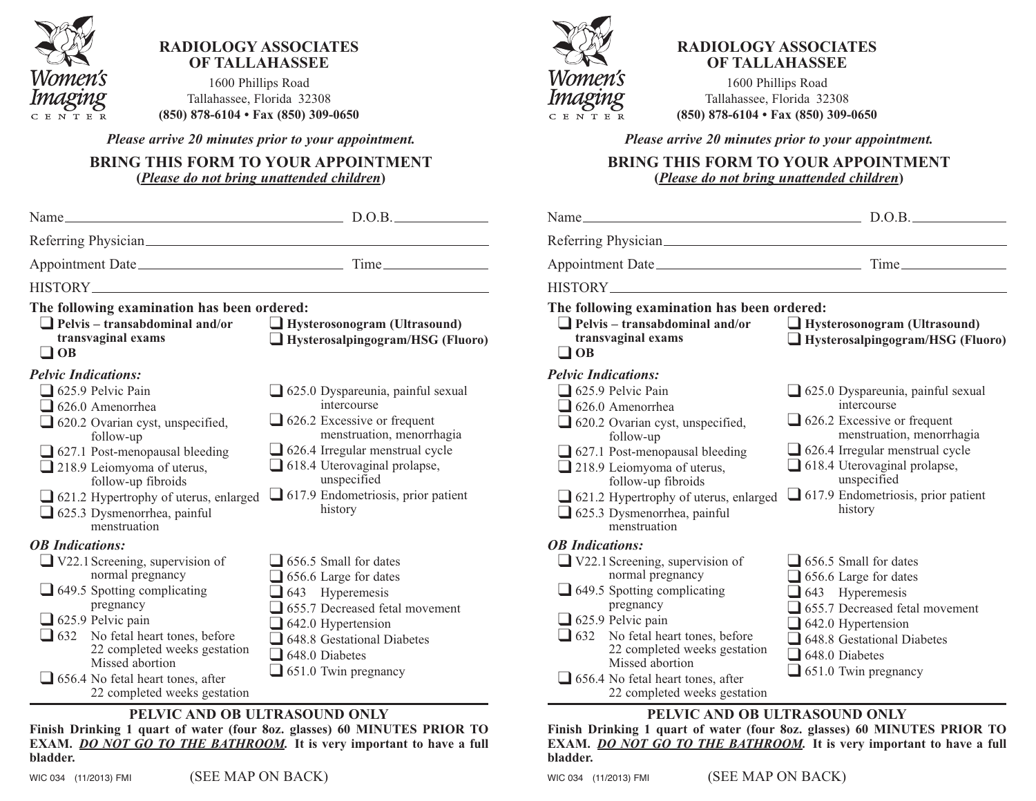# RADIOLOGY ASSOCIATES OF TALLAHASSEE

Women's Imaging CENTER

1600 Phillips Road
Tallahassee, Florida 32308
**(850) 878-6104 • Fax (850) 309-0650**

***Please arrive 20 minutes prior to your appointment.***

## BRING THIS FORM TO YOUR APPOINTMENT

**(*Please do not bring unattended children*)**

Name______________________________ D.O.B.____________

Referring Physician______________________________

Appointment Date______________________ Time____________

HISTORY______________________________

**The following examination has been ordered:**

- ❑ **Pelvis – transabdominal and/or transvaginal exams**
- ❑ **OB**
- ❑ **Hysterosonogram (Ultrasound)**
- ❑ **Hysterosalpingogram/HSG (Fluoro)**

***Pelvic Indications:***

- ❑ 625.9 Pelvic Pain
- ❑ 626.0 Amenorrhea
- ❑ 620.2 Ovarian cyst, unspecified, follow-up
- ❑ 627.1 Post-menopausal bleeding
- ❑ 218.9 Leiomyoma of uterus, follow-up fibroids
- ❑ 621.2 Hypertrophy of uterus, enlarged
- ❑ 625.3 Dysmenorrhea, painful menstruation
- ❑ 625.0 Dyspareunia, painful sexual intercourse
- ❑ 626.2 Excessive or frequent menstruation, menorrhagia
- ❑ 626.4 Irregular menstrual cycle
- ❑ 618.4 Uterovaginal prolapse, unspecified
- ❑ 617.9 Endometriosis, prior patient history

***OB Indications:***

- ❑ V22.1 Screening, supervision of normal pregnancy
- ❑ 649.5 Spotting complicating pregnancy
- ❑ 625.9 Pelvic pain
- ❑ 632 No fetal heart tones, before 22 completed weeks gestation Missed abortion
- ❑ 656.4 No fetal heart tones, after 22 completed weeks gestation
- ❑ 656.5 Small for dates
- ❑ 656.6 Large for dates
- ❑ 643 Hyperemesis
- ❑ 655.7 Decreased fetal movement
- ❑ 642.0 Hypertension
- ❑ 648.8 Gestational Diabetes
- ❑ 648.0 Diabetes
- ❑ 651.0 Twin pregnancy

### PELVIC AND OB ULTRASOUND ONLY

**Finish Drinking 1 quart of water (four 8oz. glasses) 60 MINUTES PRIOR TO EXAM. *DO NOT GO TO THE BATHROOM*. It is very important to have a full bladder.**

WIC 034 (11/2013) FMI (SEE MAP ON BACK)

---

# RADIOLOGY ASSOCIATES OF TALLAHASSEE

Women's Imaging CENTER

1600 Phillips Road
Tallahassee, Florida 32308
**(850) 878-6104 • Fax (850) 309-0650**

***Please arrive 20 minutes prior to your appointment.***

## BRING THIS FORM TO YOUR APPOINTMENT

**(*Please do not bring unattended children*)**

Name______________________________ D.O.B.____________

Referring Physician______________________________

Appointment Date______________________ Time____________

HISTORY______________________________

**The following examination has been ordered:**

- ❑ **Pelvis – transabdominal and/or transvaginal exams**
- ❑ **OB**
- ❑ **Hysterosonogram (Ultrasound)**
- ❑ **Hysterosalpingogram/HSG (Fluoro)**

***Pelvic Indications:***

- ❑ 625.9 Pelvic Pain
- ❑ 626.0 Amenorrhea
- ❑ 620.2 Ovarian cyst, unspecified, follow-up
- ❑ 627.1 Post-menopausal bleeding
- ❑ 218.9 Leiomyoma of uterus, follow-up fibroids
- ❑ 621.2 Hypertrophy of uterus, enlarged
- ❑ 625.3 Dysmenorrhea, painful menstruation
- ❑ 625.0 Dyspareunia, painful sexual intercourse
- ❑ 626.2 Excessive or frequent menstruation, menorrhagia
- ❑ 626.4 Irregular menstrual cycle
- ❑ 618.4 Uterovaginal prolapse, unspecified
- ❑ 617.9 Endometriosis, prior patient history

***OB Indications:***

- ❑ V22.1 Screening, supervision of normal pregnancy
- ❑ 649.5 Spotting complicating pregnancy
- ❑ 625.9 Pelvic pain
- ❑ 632 No fetal heart tones, before 22 completed weeks gestation Missed abortion
- ❑ 656.4 No fetal heart tones, after 22 completed weeks gestation
- ❑ 656.5 Small for dates
- ❑ 656.6 Large for dates
- ❑ 643 Hyperemesis
- ❑ 655.7 Decreased fetal movement
- ❑ 642.0 Hypertension
- ❑ 648.8 Gestational Diabetes
- ❑ 648.0 Diabetes
- ❑ 651.0 Twin pregnancy

### PELVIC AND OB ULTRASOUND ONLY

**Finish Drinking 1 quart of water (four 8oz. glasses) 60 MINUTES PRIOR TO EXAM. *DO NOT GO TO THE BATHROOM*. It is very important to have a full bladder.**

WIC 034 (11/2013) FMI (SEE MAP ON BACK)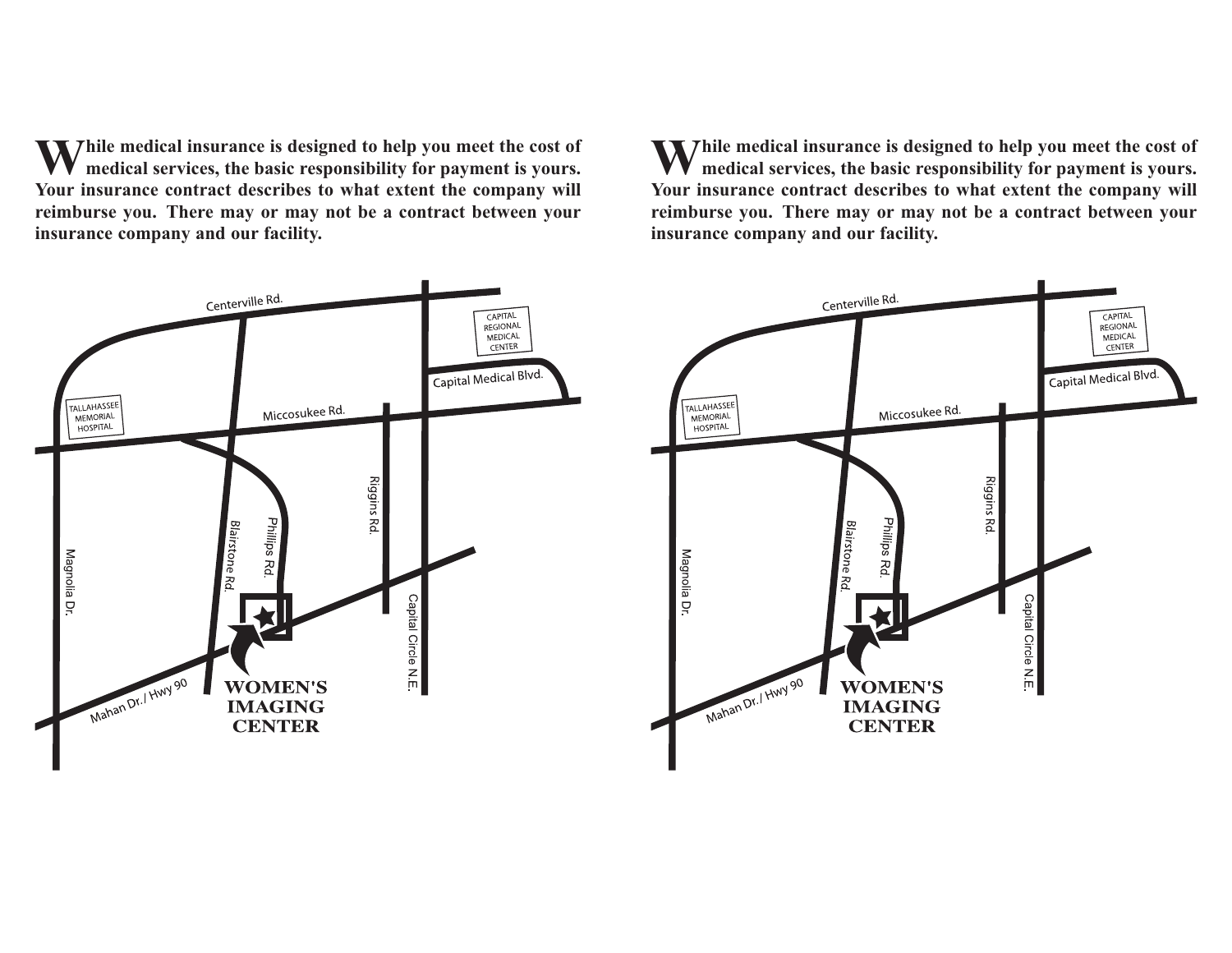While medical insurance is designed to help you meet the cost of medical services, the basic responsibility for payment is yours. Your insurance contract describes to what extent the company will reimburse you. There may or may not be a contract between your insurance company and our facility.

Centerville Rd.

CAPITAL REGIONAL MEDICAL CENTER

Capital Medical Blvd.

TALLAHASSEE MEMORIAL HOSPITAL

Miccosukee Rd.

Riggins Rd.

Phillips Rd.

Blairstone Rd.

Magnolia Dr.

Capital Circle N.E.

Mahan Dr. / Hwy 90

WOMEN'S IMAGING CENTER

While medical insurance is designed to help you meet the cost of medical services, the basic responsibility for payment is yours. Your insurance contract describes to what extent the company will reimburse you. There may or may not be a contract between your insurance company and our facility.

Centerville Rd.

CAPITAL REGIONAL MEDICAL CENTER

Capital Medical Blvd.

TALLAHASSEE MEMORIAL HOSPITAL

Miccosukee Rd.

Riggins Rd.

Phillips Rd.

Blairstone Rd.

Magnolia Dr.

Capital Circle N.E.

Mahan Dr. / Hwy 90

WOMEN'S IMAGING CENTER